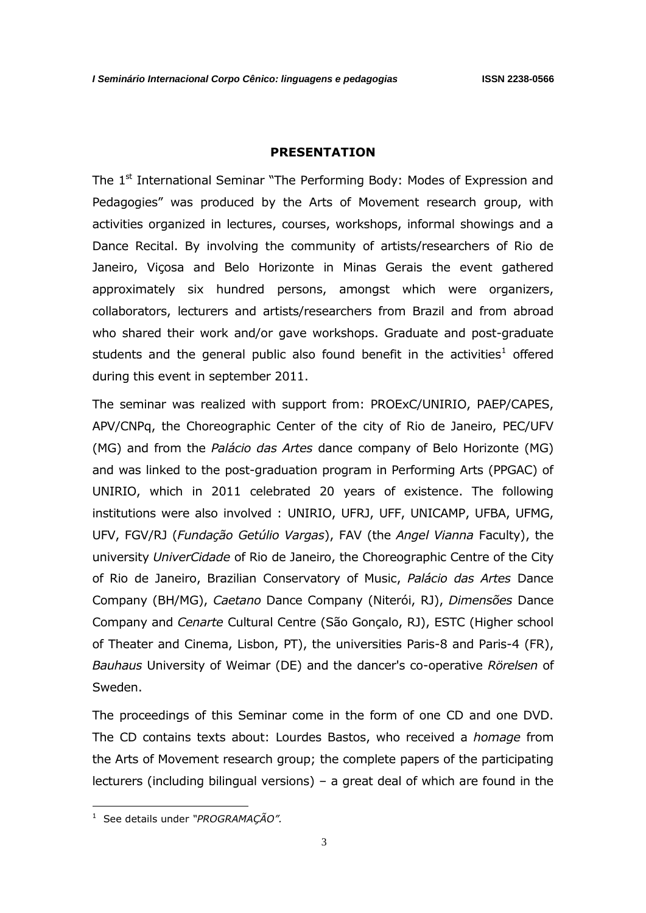## PRESENTATION

The 1st International Seminar "The Performing Body: Modes of Expression and Pedagogies" was produced by the Arts of Movement research group, with activities organized in lectures, courses, workshops, informal showings and a Dance Recital. By involving the community of artists/researchers of Rio de Janeiro, Viçosa and Belo Horizonte in Minas Gerais the event gathered approximately six hundred persons, amongst which were organizers, collaborators, lecturers and artists/researchers from Brazil and from abroad who shared their work and/or gave workshops. Graduate and post-graduate students and the general public also found benefit in the activities[1] offered during this event in september 2011.

The seminar was realized with support from: PROExC/UNIRIO, PAEP/CAPES, APV/CNPq, the Choreographic Center of the city of Rio de Janeiro, PEC/UFV (MG) and from the *Palácio das Artes* dance company of Belo Horizonte (MG) and was linked to the post-graduation program in Performing Arts (PPGAC) of UNIRIO, which in 2011 celebrated 20 years of existence. The following institutions were also involved : UNIRIO, UFRJ, UFF, UNICAMP, UFBA, UFMG, UFV, FGV/RJ (*Fundação Getúlio Vargas*), FAV (the *Angel Vianna* Faculty), the university *UniverCidade* of Rio de Janeiro, the Choreographic Centre of the City of Rio de Janeiro, Brazilian Conservatory of Music, *Palácio das Artes* Dance Company (BH/MG), *Caetano* Dance Company (Niterói, RJ), *Dimensões* Dance Company and *Cenarte* Cultural Centre (São Gonçalo, RJ), ESTC (Higher school of Theater and Cinema, Lisbon, PT), the universities Paris-8 and Paris-4 (FR), *Bauhaus* University of Weimar (DE) and the dancer's co-operative *Rörelsen* of Sweden.

The proceedings of this Seminar come in the form of one CD and one DVD. The CD contains texts about: Lourdes Bastos, who received a *homage* from the Arts of Movement research group; the complete papers of the participating lecturers (including bilingual versions) – a great deal of which are found in the

[1] See details under *"PROGRAMAÇÃO"*.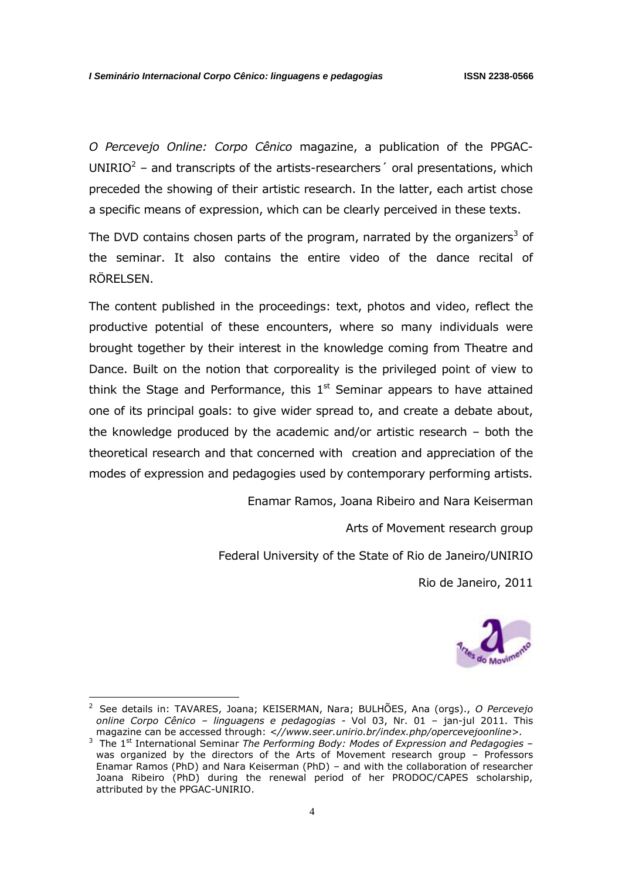*O Percevejo Online: Corpo Cênico* magazine, a publication of the PPGAC-UNIRIO[2] – and transcripts of the artists-researchers´ oral presentations, which preceded the showing of their artistic research. In the latter, each artist chose a specific means of expression, which can be clearly perceived in these texts.

The DVD contains chosen parts of the program, narrated by the organizers[3] of the seminar. It also contains the entire video of the dance recital of RÖRELSEN.

The content published in the proceedings: text, photos and video, reflect the productive potential of these encounters, where so many individuals were brought together by their interest in the knowledge coming from Theatre and Dance. Built on the notion that corporeality is the privileged point of view to think the Stage and Performance, this 1st Seminar appears to have attained one of its principal goals: to give wider spread to, and create a debate about, the knowledge produced by the academic and/or artistic research – both the theoretical research and that concerned with creation and appreciation of the modes of expression and pedagogies used by contemporary performing artists.

Enamar Ramos, Joana Ribeiro and Nara Keiserman

Arts of Movement research group

Federal University of the State of Rio de Janeiro/UNIRIO

Rio de Janeiro, 2011

---

[2] See details in: TAVARES, Joana; KEISERMAN, Nara; BULHÕES, Ana (orgs)., *O Percevejo online Corpo Cênico – linguagens e pedagogias* - Vol 03, Nr. 01 – jan-jul 2011. This magazine can be accessed through: *<//www.seer.unirio.br/index.php/opercevejoonline>.*

[3] The 1st International Seminar *The Performing Body: Modes of Expression and Pedagogies* – was organized by the directors of the Arts of Movement research group – Professors Enamar Ramos (PhD) and Nara Keiserman (PhD) – and with the collaboration of researcher Joana Ribeiro (PhD) during the renewal period of her PRODOC/CAPES scholarship, attributed by the PPGAC-UNIRIO.